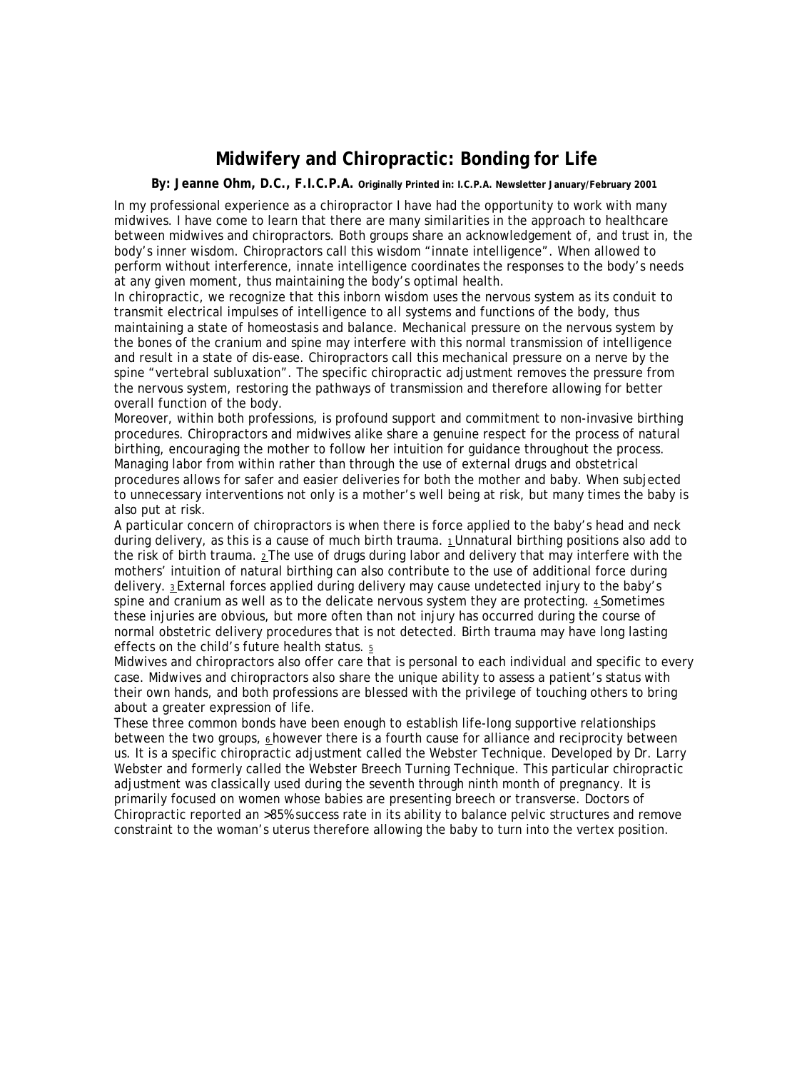# Midwifery and Chiropractic: Bonding for Life

**By: Jeanne Ohm, D.C., F.I.C.P.A.** **Originally Printed in: I.C.P.A. Newsletter January/February 2001**

In my professional experience as a chiropractor I have had the opportunity to work with many midwives. I have come to learn that there are many similarities in the approach to healthcare between midwives and chiropractors. Both groups share an acknowledgement of, and trust in, the body's inner wisdom. Chiropractors call this wisdom "innate intelligence". When allowed to perform without interference, innate intelligence coordinates the responses to the body's needs at any given moment, thus maintaining the body's optimal health.

In chiropractic, we recognize that this inborn wisdom uses the nervous system as its conduit to transmit electrical impulses of intelligence to all systems and functions of the body, thus maintaining a state of homeostasis and balance. Mechanical pressure on the nervous system by the bones of the cranium and spine may interfere with this normal transmission of intelligence and result in a state of dis-ease. Chiropractors call this mechanical pressure on a nerve by the spine "vertebral subluxation". The specific chiropractic adjustment removes the pressure from the nervous system, restoring the pathways of transmission and therefore allowing for better overall function of the body.

Moreover, within both professions, is profound support and commitment to non-invasive birthing procedures. Chiropractors and midwives alike share a genuine respect for the process of natural birthing, encouraging the mother to follow her intuition for guidance throughout the process. Managing labor from within rather than through the use of external drugs and obstetrical procedures allows for safer and easier deliveries for both the mother and baby. When subjected to unnecessary interventions not only is a mother's well being at risk, but many times the baby is also put at risk.

A particular concern of chiropractors is when there is force applied to the baby's head and neck during delivery, as this is a cause of much birth trauma. [1] Unnatural birthing positions also add to the risk of birth trauma. [2] The use of drugs during labor and delivery that may interfere with the mothers' intuition of natural birthing can also contribute to the use of additional force during delivery. [3] External forces applied during delivery may cause undetected injury to the baby's spine and cranium as well as to the delicate nervous system they are protecting. [4] Sometimes these injuries are obvious, but more often than not injury has occurred during the course of normal obstetric delivery procedures that is not detected. Birth trauma may have long lasting effects on the child's future health status. [5]

Midwives and chiropractors also offer care that is personal to each individual and specific to every case. Midwives and chiropractors also share the unique ability to assess a patient's status with their own hands, and both professions are blessed with the privilege of touching others to bring about a greater expression of life.

These three common bonds have been enough to establish life-long supportive relationships between the two groups, [6] however there is a fourth cause for alliance and reciprocity between us. It is a specific chiropractic adjustment called the Webster Technique. Developed by Dr. Larry Webster and formerly called the Webster Breech Turning Technique. This particular chiropractic adjustment was classically used during the seventh through ninth month of pregnancy. It is primarily focused on women whose babies are presenting breech or transverse. Doctors of Chiropractic reported an >85% success rate in its ability to balance pelvic structures and remove constraint to the woman's uterus therefore allowing the baby to turn into the vertex position.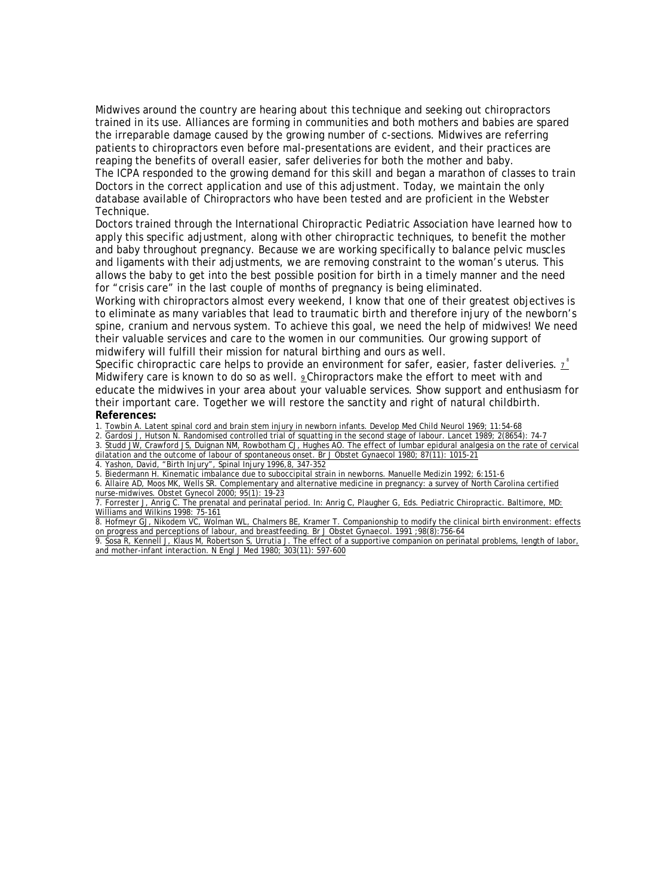Midwives around the country are hearing about this technique and seeking out chiropractors trained in its use. Alliances are forming in communities and both mothers and babies are spared the irreparable damage caused by the growing number of c-sections. Midwives are referring patients to chiropractors even before mal-presentations are evident, and their practices are reaping the benefits of overall easier, safer deliveries for both the mother and baby.
The ICPA responded to the growing demand for this skill and began a marathon of classes to train Doctors in the correct application and use of this adjustment. Today, we maintain the only database available of Chiropractors who have been tested and are proficient in the Webster Technique.
Doctors trained through the International Chiropractic Pediatric Association have learned how to apply this specific adjustment, along with other chiropractic techniques, to benefit the mother and baby throughout pregnancy. Because we are working specifically to balance pelvic muscles and ligaments with their adjustments, we are removing constraint to the woman's uterus. This allows the baby to get into the best possible position for birth in a timely manner and the need for "crisis care" in the last couple of months of pregnancy is being eliminated.
Working with chiropractors almost every weekend, I know that one of their greatest objectives is to eliminate as many variables that lead to traumatic birth and therefore injury of the newborn's spine, cranium and nervous system. To achieve this goal, we need the help of midwives! We need their valuable services and care to the women in our communities. Our growing support of midwifery will fulfill their mission for natural birthing and ours as well.
Specific chiropractic care helps to provide an environment for safer, easier, faster deliveries. [7, 8] Midwifery care is known to do so as well. [9] Chiropractors make the effort to meet with and educate the midwives in your area about your valuable services. Show support and enthusiasm for their important care. Together we will restore the sanctity and right of natural childbirth.

**References:**

1. Towbin A. Latent spinal cord and brain stem injury in newborn infants. Develop Med Child Neurol 1969; 11:54-68
2. Gardosi J, Hutson N. Randomised controlled trial of squatting in the second stage of labour. Lancet 1989; 2(8654): 74-7
3. Studd JW, Crawford JS, Duignan NM, Rowbotham CJ, Hughes AO. The effect of lumbar epidural analgesia on the rate of cervical dilatation and the outcome of labour of spontaneous onset. Br J Obstet Gynaecol 1980; 87(11): 1015-21
4. Yashon, David, "Birth Injury", Spinal Injury 1996,8, 347-352
5. Biedermann H. Kinematic imbalance due to suboccipital strain in newborns. Manuelle Medizin 1992; 6:151-6
6. Allaire AD, Moos MK, Wells SR. Complementary and alternative medicine in pregnancy: a survey of North Carolina certified nurse-midwives. Obstet Gynecol 2000; 95(1): 19-23
7. Forrester J, Anrig C. The prenatal and perinatal period. In: Anrig C, Plaugher G, Eds. Pediatric Chiropractic. Baltimore, MD: Williams and Wilkins 1998: 75-161
8. Hofmeyr GJ, Nikodem VC, Wolman WL, Chalmers BE, Kramer T. Companionship to modify the clinical birth environment: effects on progress and perceptions of labour, and breastfeeding. Br J Obstet Gynaecol. 1991 ;98(8):756-64
9. Sosa R, Kennell J, Klaus M, Robertson S, Urrutia J. The effect of a supportive companion on perinatal problems, length of labor, and mother-infant interaction. N Engl J Med 1980; 303(11): 597-600